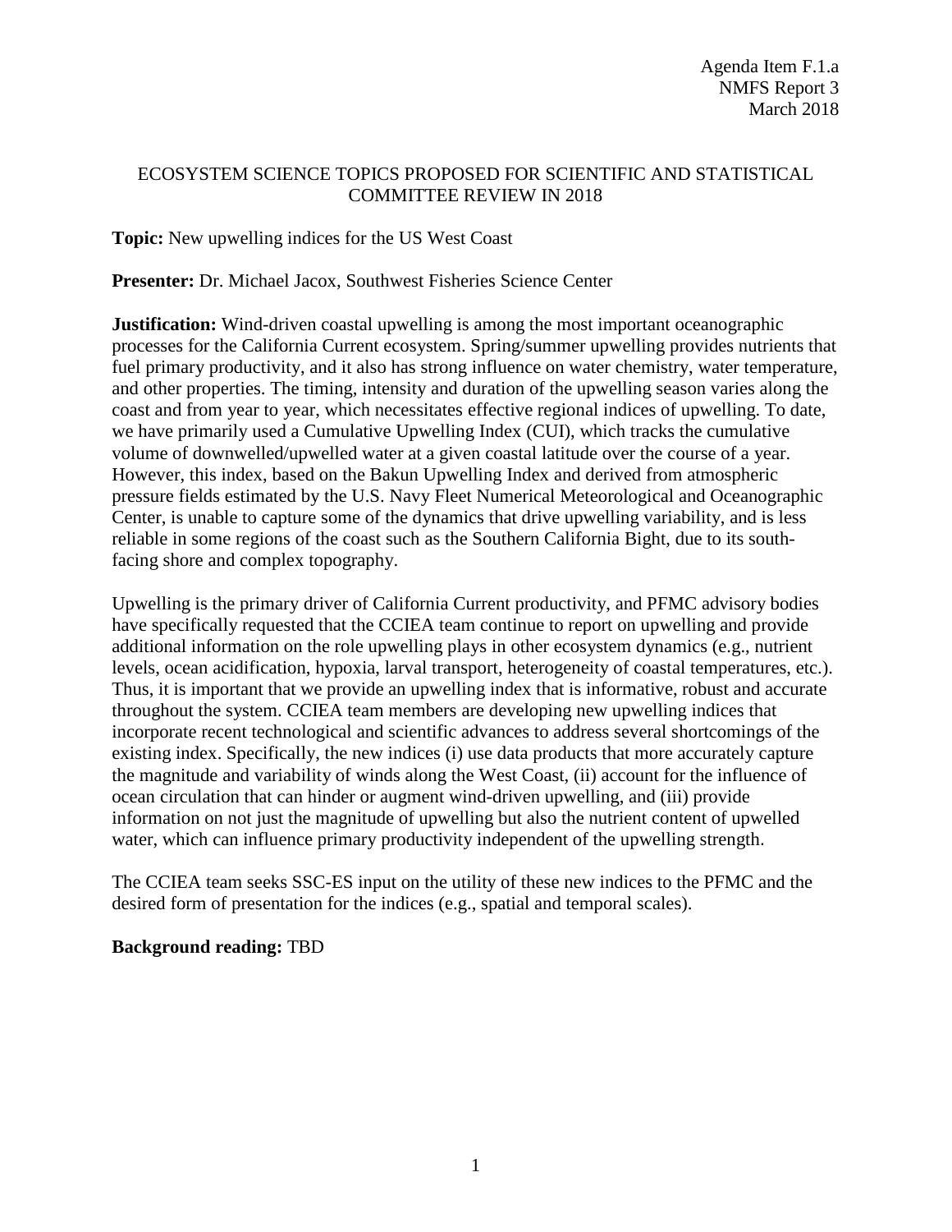Agenda Item F.1.a
NMFS Report 3
March 2018

# ECOSYSTEM SCIENCE TOPICS PROPOSED FOR SCIENTIFIC AND STATISTICAL COMMITTEE REVIEW IN 2018

**Topic:** New upwelling indices for the US West Coast

**Presenter:** Dr. Michael Jacox, Southwest Fisheries Science Center

**Justification:** Wind-driven coastal upwelling is among the most important oceanographic processes for the California Current ecosystem. Spring/summer upwelling provides nutrients that fuel primary productivity, and it also has strong influence on water chemistry, water temperature, and other properties. The timing, intensity and duration of the upwelling season varies along the coast and from year to year, which necessitates effective regional indices of upwelling. To date, we have primarily used a Cumulative Upwelling Index (CUI), which tracks the cumulative volume of downwelled/upwelled water at a given coastal latitude over the course of a year. However, this index, based on the Bakun Upwelling Index and derived from atmospheric pressure fields estimated by the U.S. Navy Fleet Numerical Meteorological and Oceanographic Center, is unable to capture some of the dynamics that drive upwelling variability, and is less reliable in some regions of the coast such as the Southern California Bight, due to its south-facing shore and complex topography.

Upwelling is the primary driver of California Current productivity, and PFMC advisory bodies have specifically requested that the CCIEA team continue to report on upwelling and provide additional information on the role upwelling plays in other ecosystem dynamics (e.g., nutrient levels, ocean acidification, hypoxia, larval transport, heterogeneity of coastal temperatures, etc.). Thus, it is important that we provide an upwelling index that is informative, robust and accurate throughout the system. CCIEA team members are developing new upwelling indices that incorporate recent technological and scientific advances to address several shortcomings of the existing index. Specifically, the new indices (i) use data products that more accurately capture the magnitude and variability of winds along the West Coast, (ii) account for the influence of ocean circulation that can hinder or augment wind-driven upwelling, and (iii) provide information on not just the magnitude of upwelling but also the nutrient content of upwelled water, which can influence primary productivity independent of the upwelling strength.

The CCIEA team seeks SSC-ES input on the utility of these new indices to the PFMC and the desired form of presentation for the indices (e.g., spatial and temporal scales).

**Background reading:** TBD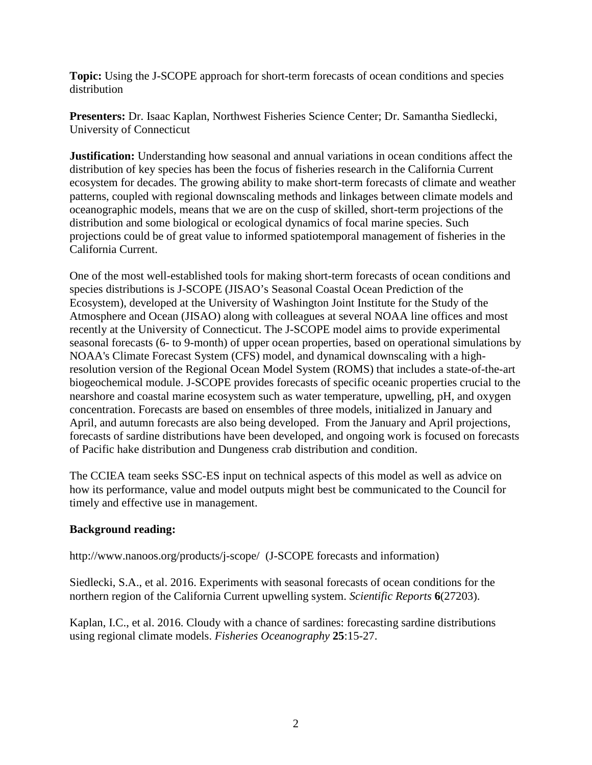**Topic:** Using the J-SCOPE approach for short-term forecasts of ocean conditions and species distribution

**Presenters:** Dr. Isaac Kaplan, Northwest Fisheries Science Center; Dr. Samantha Siedlecki, University of Connecticut

**Justification:** Understanding how seasonal and annual variations in ocean conditions affect the distribution of key species has been the focus of fisheries research in the California Current ecosystem for decades. The growing ability to make short-term forecasts of climate and weather patterns, coupled with regional downscaling methods and linkages between climate models and oceanographic models, means that we are on the cusp of skilled, short-term projections of the distribution and some biological or ecological dynamics of focal marine species. Such projections could be of great value to informed spatiotemporal management of fisheries in the California Current.

One of the most well-established tools for making short-term forecasts of ocean conditions and species distributions is J-SCOPE (JISAO's Seasonal Coastal Ocean Prediction of the Ecosystem), developed at the University of Washington Joint Institute for the Study of the Atmosphere and Ocean (JISAO) along with colleagues at several NOAA line offices and most recently at the University of Connecticut. The J-SCOPE model aims to provide experimental seasonal forecasts (6- to 9-month) of upper ocean properties, based on operational simulations by NOAA's Climate Forecast System (CFS) model, and dynamical downscaling with a high-resolution version of the Regional Ocean Model System (ROMS) that includes a state-of-the-art biogeochemical module. J-SCOPE provides forecasts of specific oceanic properties crucial to the nearshore and coastal marine ecosystem such as water temperature, upwelling, pH, and oxygen concentration. Forecasts are based on ensembles of three models, initialized in January and April, and autumn forecasts are also being developed. From the January and April projections, forecasts of sardine distributions have been developed, and ongoing work is focused on forecasts of Pacific hake distribution and Dungeness crab distribution and condition.

The CCIEA team seeks SSC-ES input on technical aspects of this model as well as advice on how its performance, value and model outputs might best be communicated to the Council for timely and effective use in management.

**Background reading:**

http://www.nanoos.org/products/j-scope/ (J-SCOPE forecasts and information)

Siedlecki, S.A., et al. 2016. Experiments with seasonal forecasts of ocean conditions for the northern region of the California Current upwelling system. *Scientific Reports* **6**(27203).

Kaplan, I.C., et al. 2016. Cloudy with a chance of sardines: forecasting sardine distributions using regional climate models. *Fisheries Oceanography* **25**:15-27.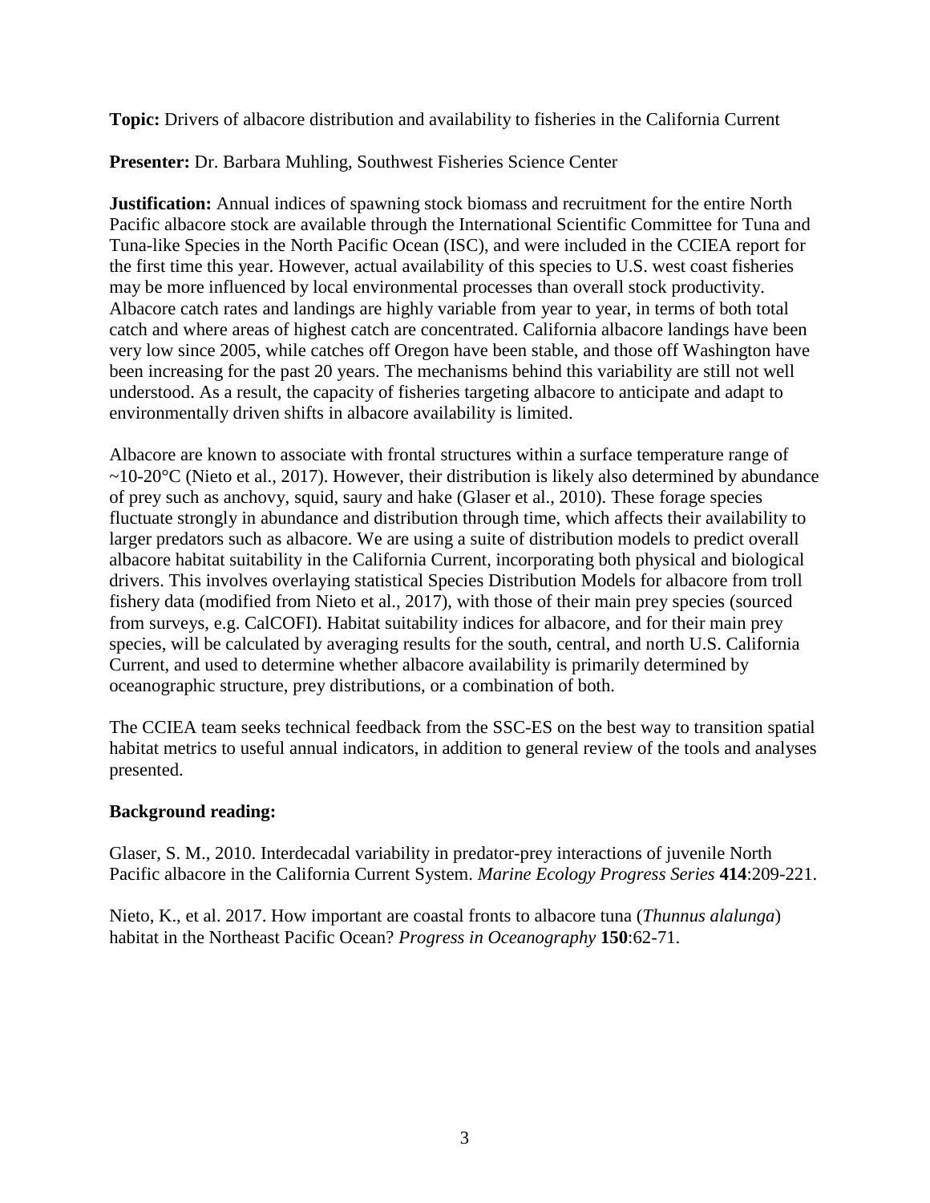**Topic:** Drivers of albacore distribution and availability to fisheries in the California Current

**Presenter:** Dr. Barbara Muhling, Southwest Fisheries Science Center

**Justification:** Annual indices of spawning stock biomass and recruitment for the entire North Pacific albacore stock are available through the International Scientific Committee for Tuna and Tuna-like Species in the North Pacific Ocean (ISC), and were included in the CCIEA report for the first time this year. However, actual availability of this species to U.S. west coast fisheries may be more influenced by local environmental processes than overall stock productivity. Albacore catch rates and landings are highly variable from year to year, in terms of both total catch and where areas of highest catch are concentrated. California albacore landings have been very low since 2005, while catches off Oregon have been stable, and those off Washington have been increasing for the past 20 years. The mechanisms behind this variability are still not well understood. As a result, the capacity of fisheries targeting albacore to anticipate and adapt to environmentally driven shifts in albacore availability is limited.

Albacore are known to associate with frontal structures within a surface temperature range of ~10-20°C (Nieto et al., 2017). However, their distribution is likely also determined by abundance of prey such as anchovy, squid, saury and hake (Glaser et al., 2010). These forage species fluctuate strongly in abundance and distribution through time, which affects their availability to larger predators such as albacore. We are using a suite of distribution models to predict overall albacore habitat suitability in the California Current, incorporating both physical and biological drivers. This involves overlaying statistical Species Distribution Models for albacore from troll fishery data (modified from Nieto et al., 2017), with those of their main prey species (sourced from surveys, e.g. CalCOFI). Habitat suitability indices for albacore, and for their main prey species, will be calculated by averaging results for the south, central, and north U.S. California Current, and used to determine whether albacore availability is primarily determined by oceanographic structure, prey distributions, or a combination of both.

The CCIEA team seeks technical feedback from the SSC-ES on the best way to transition spatial habitat metrics to useful annual indicators, in addition to general review of the tools and analyses presented.

**Background reading:**

Glaser, S. M., 2010. Interdecadal variability in predator-prey interactions of juvenile North Pacific albacore in the California Current System. *Marine Ecology Progress Series* **414**:209-221.

Nieto, K., et al. 2017. How important are coastal fronts to albacore tuna (*Thunnus alalunga*) habitat in the Northeast Pacific Ocean? *Progress in Oceanography* **150**:62-71.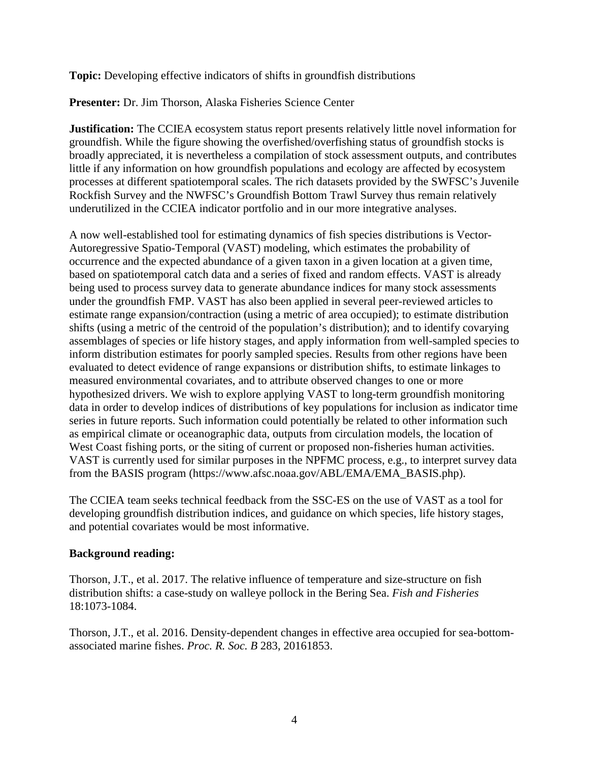**Topic:** Developing effective indicators of shifts in groundfish distributions

**Presenter:** Dr. Jim Thorson, Alaska Fisheries Science Center

**Justification:** The CCIEA ecosystem status report presents relatively little novel information for groundfish. While the figure showing the overfished/overfishing status of groundfish stocks is broadly appreciated, it is nevertheless a compilation of stock assessment outputs, and contributes little if any information on how groundfish populations and ecology are affected by ecosystem processes at different spatiotemporal scales. The rich datasets provided by the SWFSC's Juvenile Rockfish Survey and the NWFSC's Groundfish Bottom Trawl Survey thus remain relatively underutilized in the CCIEA indicator portfolio and in our more integrative analyses.

A now well-established tool for estimating dynamics of fish species distributions is Vector-Autoregressive Spatio-Temporal (VAST) modeling, which estimates the probability of occurrence and the expected abundance of a given taxon in a given location at a given time, based on spatiotemporal catch data and a series of fixed and random effects. VAST is already being used to process survey data to generate abundance indices for many stock assessments under the groundfish FMP. VAST has also been applied in several peer-reviewed articles to estimate range expansion/contraction (using a metric of area occupied); to estimate distribution shifts (using a metric of the centroid of the population's distribution); and to identify covarying assemblages of species or life history stages, and apply information from well-sampled species to inform distribution estimates for poorly sampled species. Results from other regions have been evaluated to detect evidence of range expansions or distribution shifts, to estimate linkages to measured environmental covariates, and to attribute observed changes to one or more hypothesized drivers. We wish to explore applying VAST to long-term groundfish monitoring data in order to develop indices of distributions of key populations for inclusion as indicator time series in future reports. Such information could potentially be related to other information such as empirical climate or oceanographic data, outputs from circulation models, the location of West Coast fishing ports, or the siting of current or proposed non-fisheries human activities. VAST is currently used for similar purposes in the NPFMC process, e.g., to interpret survey data from the BASIS program (https://www.afsc.noaa.gov/ABL/EMA/EMA_BASIS.php).

The CCIEA team seeks technical feedback from the SSC-ES on the use of VAST as a tool for developing groundfish distribution indices, and guidance on which species, life history stages, and potential covariates would be most informative.

**Background reading:**

Thorson, J.T., et al. 2017. The relative influence of temperature and size-structure on fish distribution shifts: a case-study on walleye pollock in the Bering Sea. *Fish and Fisheries* 18:1073-1084.

Thorson, J.T., et al. 2016. Density-dependent changes in effective area occupied for sea-bottom-associated marine fishes. *Proc. R. Soc. B* 283, 20161853.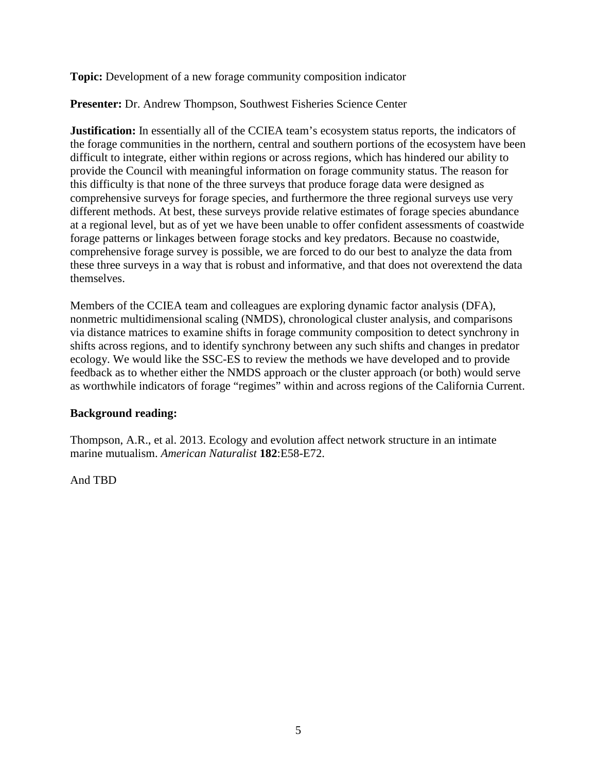**Topic:** Development of a new forage community composition indicator

**Presenter:** Dr. Andrew Thompson, Southwest Fisheries Science Center

**Justification:** In essentially all of the CCIEA team's ecosystem status reports, the indicators of the forage communities in the northern, central and southern portions of the ecosystem have been difficult to integrate, either within regions or across regions, which has hindered our ability to provide the Council with meaningful information on forage community status. The reason for this difficulty is that none of the three surveys that produce forage data were designed as comprehensive surveys for forage species, and furthermore the three regional surveys use very different methods. At best, these surveys provide relative estimates of forage species abundance at a regional level, but as of yet we have been unable to offer confident assessments of coastwide forage patterns or linkages between forage stocks and key predators. Because no coastwide, comprehensive forage survey is possible, we are forced to do our best to analyze the data from these three surveys in a way that is robust and informative, and that does not overextend the data themselves.

Members of the CCIEA team and colleagues are exploring dynamic factor analysis (DFA), nonmetric multidimensional scaling (NMDS), chronological cluster analysis, and comparisons via distance matrices to examine shifts in forage community composition to detect synchrony in shifts across regions, and to identify synchrony between any such shifts and changes in predator ecology. We would like the SSC-ES to review the methods we have developed and to provide feedback as to whether either the NMDS approach or the cluster approach (or both) would serve as worthwhile indicators of forage "regimes" within and across regions of the California Current.

**Background reading:**

Thompson, A.R., et al. 2013. Ecology and evolution affect network structure in an intimate marine mutualism. *American Naturalist* **182**:E58-E72.

And TBD